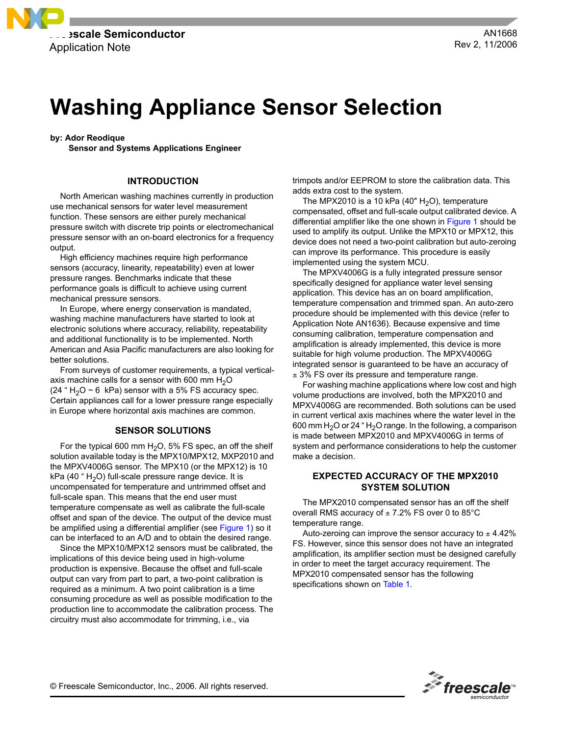Freescale Semiconductor
Application Note

AN1668
Rev 2, 11/2006

# Washing Appliance Sensor Selection

**by: Ador Reodique**
**Sensor and Systems Applications Engineer**

## INTRODUCTION

North American washing machines currently in production use mechanical sensors for water level measurement function. These sensors are either purely mechanical pressure switch with discrete trip points or electromechanical pressure sensor with an on-board electronics for a frequency output.

High efficiency machines require high performance sensors (accuracy, linearity, repeatability) even at lower pressure ranges. Benchmarks indicate that these performance goals is difficult to achieve using current mechanical pressure sensors.

In Europe, where energy conservation is mandated, washing machine manufacturers have started to look at electronic solutions where accuracy, reliability, repeatability and additional functionality is to be implemented. North American and Asia Pacific manufacturers are also looking for better solutions.

From surveys of customer requirements, a typical vertical-axis machine calls for a sensor with 600 mm $H_2O$ (24 " $H_2O$ ~ 6 kPa) sensor with a 5% FS accuracy spec. Certain appliances call for a lower pressure range especially in Europe where horizontal axis machines are common.

## SENSOR SOLUTIONS

For the typical 600 mm $H_2O$, 5% FS spec, an off the shelf solution available today is the MPX10/MPX12, MXP2010 and the MPXV4006G sensor. The MPX10 (or the MPX12) is 10 kPa (40 " $H_2O$) full-scale pressure range device. It is uncompensated for temperature and untrimmed offset and full-scale span. This means that the end user must temperature compensate as well as calibrate the full-scale offset and span of the device. The output of the device must be amplified using a differential amplifier (see Figure 1) so it can be interfaced to an A/D and to obtain the desired range.

Since the MPX10/MPX12 sensors must be calibrated, the implications of this device being used in high-volume production is expensive. Because the offset and full-scale output can vary from part to part, a two-point calibration is required as a minimum. A two point calibration is a time consuming procedure as well as possible modification to the production line to accommodate the calibration process. The circuitry must also accommodate for trimming, i.e., via trimpots and/or EEPROM to store the calibration data. This adds extra cost to the system.

The MPX2010 is a 10 kPa (40" $H_2O$), temperature compensated, offset and full-scale output calibrated device. A differential amplifier like the one shown in Figure 1 should be used to amplify its output. Unlike the MPX10 or MPX12, this device does not need a two-point calibration but auto-zeroing can improve its performance. This procedure is easily implemented using the system MCU.

The MPXV4006G is a fully integrated pressure sensor specifically designed for appliance water level sensing application. This device has an on board amplification, temperature compensation and trimmed span. An auto-zero procedure should be implemented with this device (refer to Application Note AN1636). Because expensive and time consuming calibration, temperature compensation and amplification is already implemented, this device is more suitable for high volume production. The MPXV4006G integrated sensor is guaranteed to be have an accuracy of ± 3% FS over its pressure and temperature range.

For washing machine applications where low cost and high volume productions are involved, both the MPX2010 and MPXV4006G are recommended. Both solutions can be used in current vertical axis machines where the water level in the 600 mm $H_2O$ or 24 " $H_2O$ range. In the following, a comparison is made between MPX2010 and MPXV4006G in terms of system and performance considerations to help the customer make a decision.

## EXPECTED ACCURACY OF THE MPX2010 SYSTEM SOLUTION

The MPX2010 compensated sensor has an off the shelf overall RMS accuracy of ± 7.2% FS over 0 to 85°C temperature range.

Auto-zeroing can improve the sensor accuracy to ± 4.42% FS. However, since this sensor does not have an integrated amplification, its amplifier section must be designed carefully in order to meet the target accuracy requirement. The MPX2010 compensated sensor has the following specifications shown on Table 1.

© Freescale Semiconductor, Inc., 2006. All rights reserved.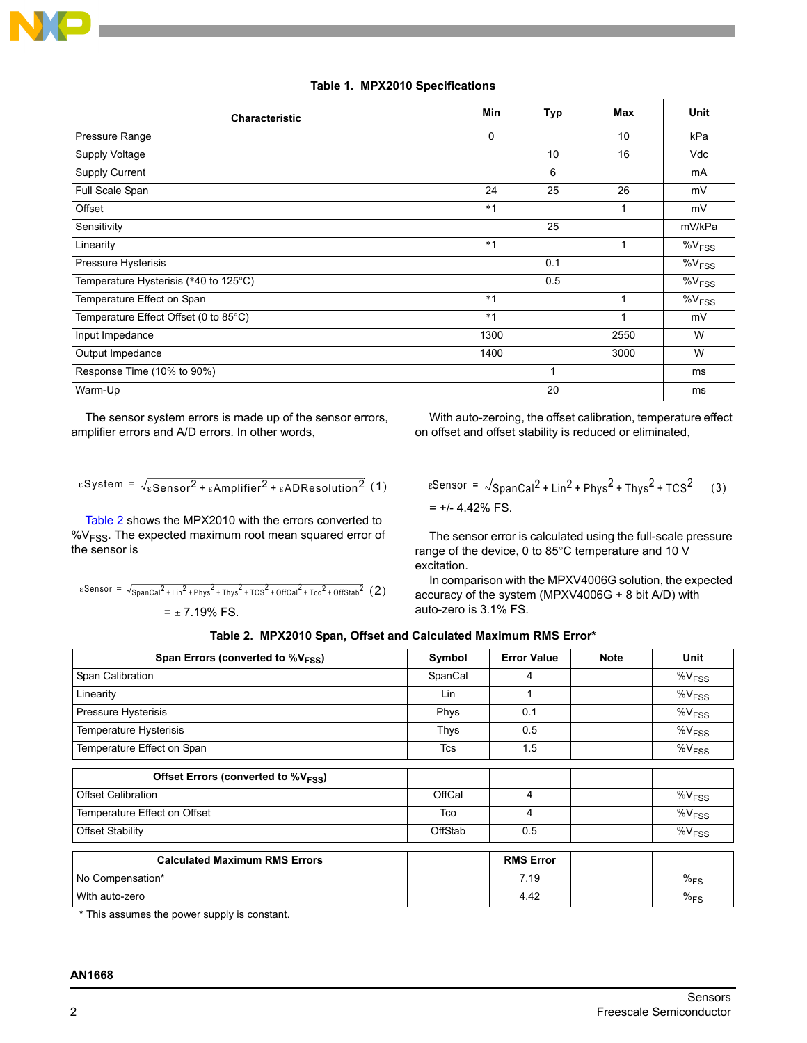**Table 1. MPX2010 Specifications**

| Characteristic | Min | Typ | Max | Unit |
|---|---|---|---|---|
| Pressure Range | 0 | | 10 | kPa |
| Supply Voltage | | 10 | 16 | Vdc |
| Supply Current | | 6 | | mA |
| Full Scale Span | 24 | 25 | 26 | mV |
| Offset | *1 | | 1 | mV |
| Sensitivity | | 25 | | mV/kPa |
| Linearity | *1 | | 1 | $\%V_{FSS}$ |
| Pressure Hysterisis | | 0.1 | | $\%V_{FSS}$ |
| Temperature Hysterisis (*40 to 125°C) | | 0.5 | | $\%V_{FSS}$ |
| Temperature Effect on Span | *1 | | 1 | $\%V_{FSS}$ |
| Temperature Effect Offset (0 to 85°C) | *1 | | 1 | mV |
| Input Impedance | 1300 | | 2550 | W |
| Output Impedance | 1400 | | 3000 | W |
| Response Time (10% to 90%) | | 1 | | ms |
| Warm-Up | | 20 | | ms |

The sensor system errors is made up of the sensor errors, amplifier errors and A/D errors. In other words,

$$\varepsilon System = \sqrt{\varepsilon Sensor^2 + \varepsilon Amplifier^2 + \varepsilon ADResolution^2} \quad (1)$$

Table 2 shows the MPX2010 with the errors converted to $\%V_{FSS}$. The expected maximum root mean squared error of the sensor is

$$\varepsilon Sensor = \sqrt{SpanCal^2 + Lin^2 + Phys^2 + Thys^2 + TCS^2 + OffCal^2 + Tco^2 + OffStab^2} \quad (2)$$

$= \pm$ 7.19% FS.

With auto-zeroing, the offset calibration, temperature effect on offset and offset stability is reduced or eliminated,

$$\varepsilon Sensor = \sqrt{SpanCal^2 + Lin^2 + Phys^2 + Thys^2 + TCS^2} \quad (3)$$

= +/- 4.42% FS.

The sensor error is calculated using the full-scale pressure range of the device, 0 to 85°C temperature and 10 V excitation.

In comparison with the MPXV4006G solution, the expected accuracy of the system (MPXV4006G + 8 bit A/D) with auto-zero is 3.1% FS.

**Table 2. MPX2010 Span, Offset and Calculated Maximum RMS Error***

| Span Errors (converted to $\%V_{FSS}$) | Symbol | Error Value | Note | Unit |
|---|---|---|---|---|
| Span Calibration | SpanCal | 4 | | $\%V_{FSS}$ |
| Linearity | Lin | 1 | | $\%V_{FSS}$ |
| Pressure Hysterisis | Phys | 0.1 | | $\%V_{FSS}$ |
| Temperature Hysterisis | Thys | 0.5 | | $\%V_{FSS}$ |
| Temperature Effect on Span | Tcs | 1.5 | | $\%V_{FSS}$ |
| **Offset Errors (converted to $\%V_{FSS}$)** | | | | |
| Offset Calibration | OffCal | 4 | | $\%V_{FSS}$ |
| Temperature Effect on Offset | Tco | 4 | | $\%V_{FSS}$ |
| Offset Stability | OffStab | 0.5 | | $\%V_{FSS}$ |
| **Calculated Maximum RMS Errors** | | **RMS Error** | | |
| No Compensation* | | 7.19 | | $\%_{FS}$ |
| With auto-zero | | 4.42 | | $\%_{FS}$ |

* This assumes the power supply is constant.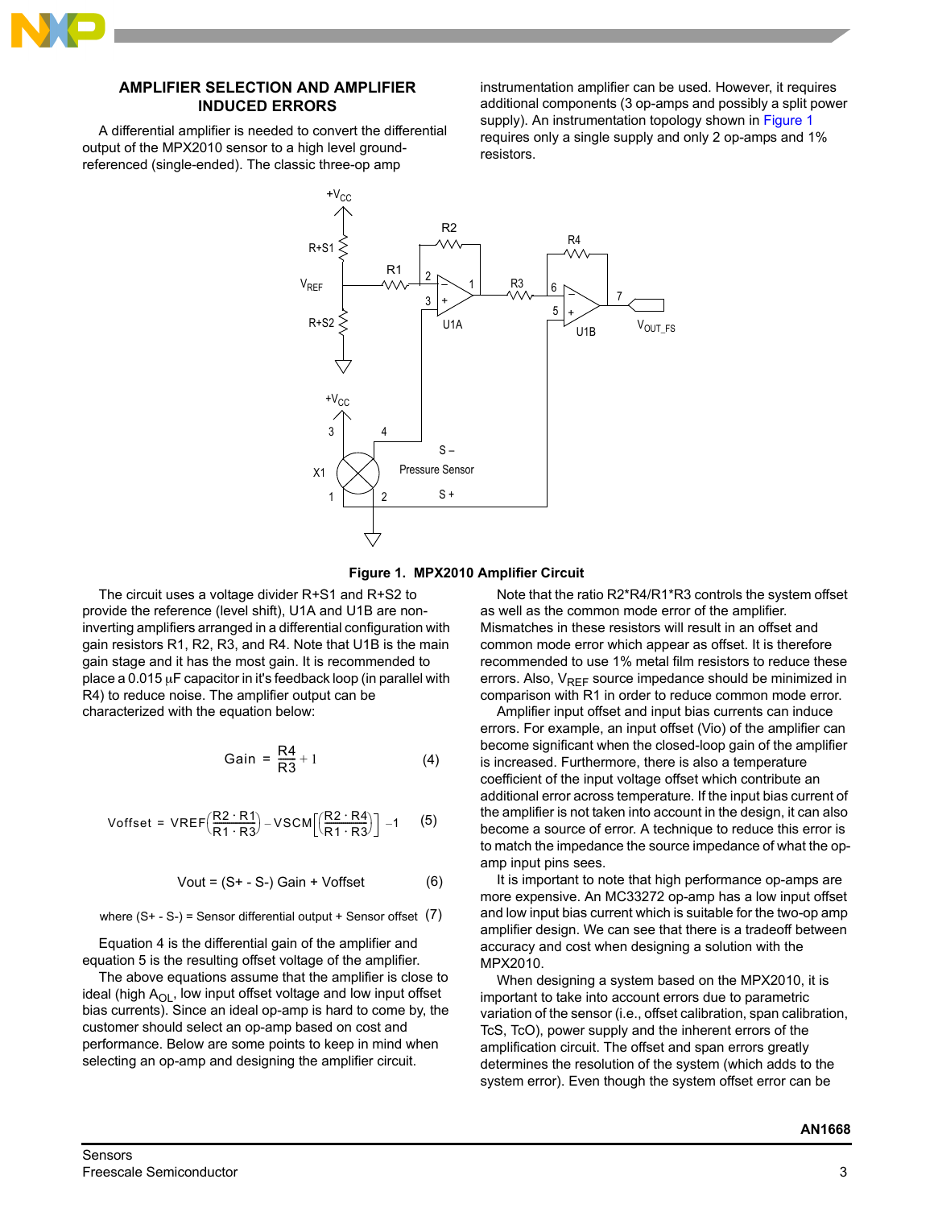## AMPLIFIER SELECTION AND AMPLIFIER INDUCED ERRORS

A differential amplifier is needed to convert the differential output of the MPX2010 sensor to a high level ground-referenced (single-ended). The classic three-op amp instrumentation amplifier can be used. However, it requires additional components (3 op-amps and possibly a split power supply). An instrumentation topology shown in Figure 1 requires only a single supply and only 2 op-amps and 1% resistors.

**Figure 1. MPX2010 Amplifier Circuit**

The circuit uses a voltage divider R+S1 and R+S2 to provide the reference (level shift), U1A and U1B are non-inverting amplifiers arranged in a differential configuration with gain resistors R1, R2, R3, and R4. Note that U1B is the main gain stage and it has the most gain. It is recommended to place a 0.015 μF capacitor in it's feedback loop (in parallel with R4) to reduce noise. The amplifier output can be characterized with the equation below:

$$\text{Gain} = \frac{R4}{R3} + 1 \qquad (4)$$

$$\text{Voffset} = \text{VREF}\left(\frac{R2 \cdot R1}{R1 \cdot R3}\right) - \text{VSCM}\left[\left(\frac{R2 \cdot R4}{R1 \cdot R3}\right)\right] - 1 \qquad (5)$$

$$\text{Vout} = (\text{S+} - \text{S-})\ \text{Gain} + \text{Voffset} \qquad (6)$$

where (S+ - S-) = Sensor differential output + Sensor offset (7)

Equation 4 is the differential gain of the amplifier and equation 5 is the resulting offset voltage of the amplifier.

The above equations assume that the amplifier is close to ideal (high $A_{OL}$, low input offset voltage and low input offset bias currents). Since an ideal op-amp is hard to come by, the customer should select an op-amp based on cost and performance. Below are some points to keep in mind when selecting an op-amp and designing the amplifier circuit.

Note that the ratio R2*R4/R1*R3 controls the system offset as well as the common mode error of the amplifier. Mismatches in these resistors will result in an offset and common mode error which appear as offset. It is therefore recommended to use 1% metal film resistors to reduce these errors. Also, $V_{REF}$ source impedance should be minimized in comparison with R1 in order to reduce common mode error.

Amplifier input offset and input bias currents can induce errors. For example, an input offset (Vio) of the amplifier can become significant when the closed-loop gain of the amplifier is increased. Furthermore, there is also a temperature coefficient of the input voltage offset which contribute an additional error across temperature. If the input bias current of the amplifier is not taken into account in the design, it can also become a source of error. A technique to reduce this error is to match the impedance the source impedance of what the op-amp input pins sees.

It is important to note that high performance op-amps are more expensive. An MC33272 op-amp has a low input offset and low input bias current which is suitable for the two-op amp amplifier design. We can see that there is a tradeoff between accuracy and cost when designing a solution with the MPX2010.

When designing a system based on the MPX2010, it is important to take into account errors due to parametric variation of the sensor (i.e., offset calibration, span calibration, TcS, TcO), power supply and the inherent errors of the amplification circuit. The offset and span errors greatly determines the resolution of the system (which adds to the system error). Even though the system offset error can be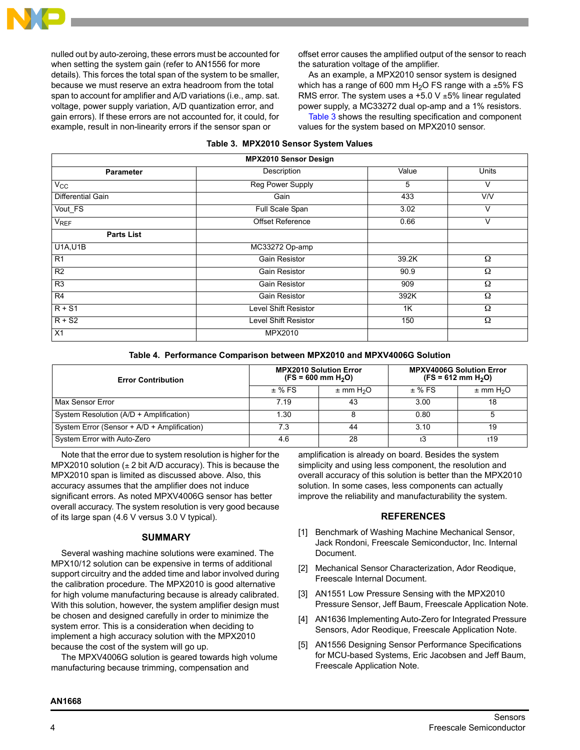nulled out by auto-zeroing, these errors must be accounted for when setting the system gain (refer to AN1556 for more details). This forces the total span of the system to be smaller, because we must reserve an extra headroom from the total span to account for amplifier and A/D variations (i.e., amp. sat. voltage, power supply variation, A/D quantization error, and gain errors). If these errors are not accounted for, it could, for example, result in non-linearity errors if the sensor span or offset error causes the amplified output of the sensor to reach the saturation voltage of the amplifier.

As an example, a MPX2010 sensor system is designed which has a range of 600 mm $H_2O$ FS range with a ±5% FS RMS error. The system uses a +5.0 V ±5% linear regulated power supply, a MC33272 dual op-amp and a 1% resistors. Table 3 shows the resulting specification and component values for the system based on MPX2010 sensor.

**Table 3. MPX2010 Sensor System Values**

| MPX2010 Sensor Design | | | |
|---|---|---|---|
| **Parameter** | Description | Value | Units |
| $V_{CC}$ | Reg Power Supply | 5 | V |
| Differential Gain | Gain | 433 | V/V |
| Vout_FS | Full Scale Span | 3.02 | V |
| $V_{REF}$ | Offset Reference | 0.66 | V |
| **Parts List** | | | |
| U1A,U1B | MC33272 Op-amp | | |
| R1 | Gain Resistor | 39.2K | Ω |
| R2 | Gain Resistor | 90.9 | Ω |
| R3 | Gain Resistor | 909 | Ω |
| R4 | Gain Resistor | 392K | Ω |
| R + S1 | Level Shift Resistor | 1K | Ω |
| R + S2 | Level Shift Resistor | 150 | Ω |
| X1 | MPX2010 | | |

**Table 4. Performance Comparison between MPX2010 and MPXV4006G Solution**

| Error Contribution | MPX2010 Solution Error (FS = 600 mm $H_2O$) | | MPXV4006G Solution Error (FS = 612 mm $H_2O$) | |
|---|---|---|---|---|
| | ± % FS | ± mm $H_2O$ | ± % FS | ± mm $H_2O$ |
| Max Sensor Error | 7.19 | 43 | 3.00 | 18 |
| System Resolution (A/D + Amplification) | 1.30 | 8 | 0.80 | 5 |
| System Error (Sensor + A/D + Amplification) | 7.3 | 44 | 3.10 | 19 |
| System Error with Auto-Zero | 4.6 | 28 | ŧ3 | ŧ19 |

Note that the error due to system resolution is higher for the MPX2010 solution (± 2 bit A/D accuracy). This is because the MPX2010 span is limited as discussed above. Also, this accuracy assumes that the amplifier does not induce significant errors. As noted MPXV4006G sensor has better overall accuracy. The system resolution is very good because of its large span (4.6 V versus 3.0 V typical).

## SUMMARY

Several washing machine solutions were examined. The MPX10/12 solution can be expensive in terms of additional support circuitry and the added time and labor involved during the calibration procedure. The MPX2010 is good alternative for high volume manufacturing because is already calibrated. With this solution, however, the system amplifier design must be chosen and designed carefully in order to minimize the system error. This is a consideration when deciding to implement a high accuracy solution with the MPX2010 because the cost of the system will go up.

The MPXV4006G solution is geared towards high volume manufacturing because trimming, compensation and amplification is already on board. Besides the system simplicity and using less component, the resolution and overall accuracy of this solution is better than the MPX2010 solution. In some cases, less components can actually improve the reliability and manufacturability the system.

## REFERENCES

[1] Benchmark of Washing Machine Mechanical Sensor, Jack Rondoni, Freescale Semiconductor, Inc. Internal Document.

[2] Mechanical Sensor Characterization, Ador Reodique, Freescale Internal Document.

[3] AN1551 Low Pressure Sensing with the MPX2010 Pressure Sensor, Jeff Baum, Freescale Application Note.

[4] AN1636 Implementing Auto-Zero for Integrated Pressure Sensors, Ador Reodique, Freescale Application Note.

[5] AN1556 Designing Sensor Performance Specifications for MCU-based Systems, Eric Jacobsen and Jeff Baum, Freescale Application Note.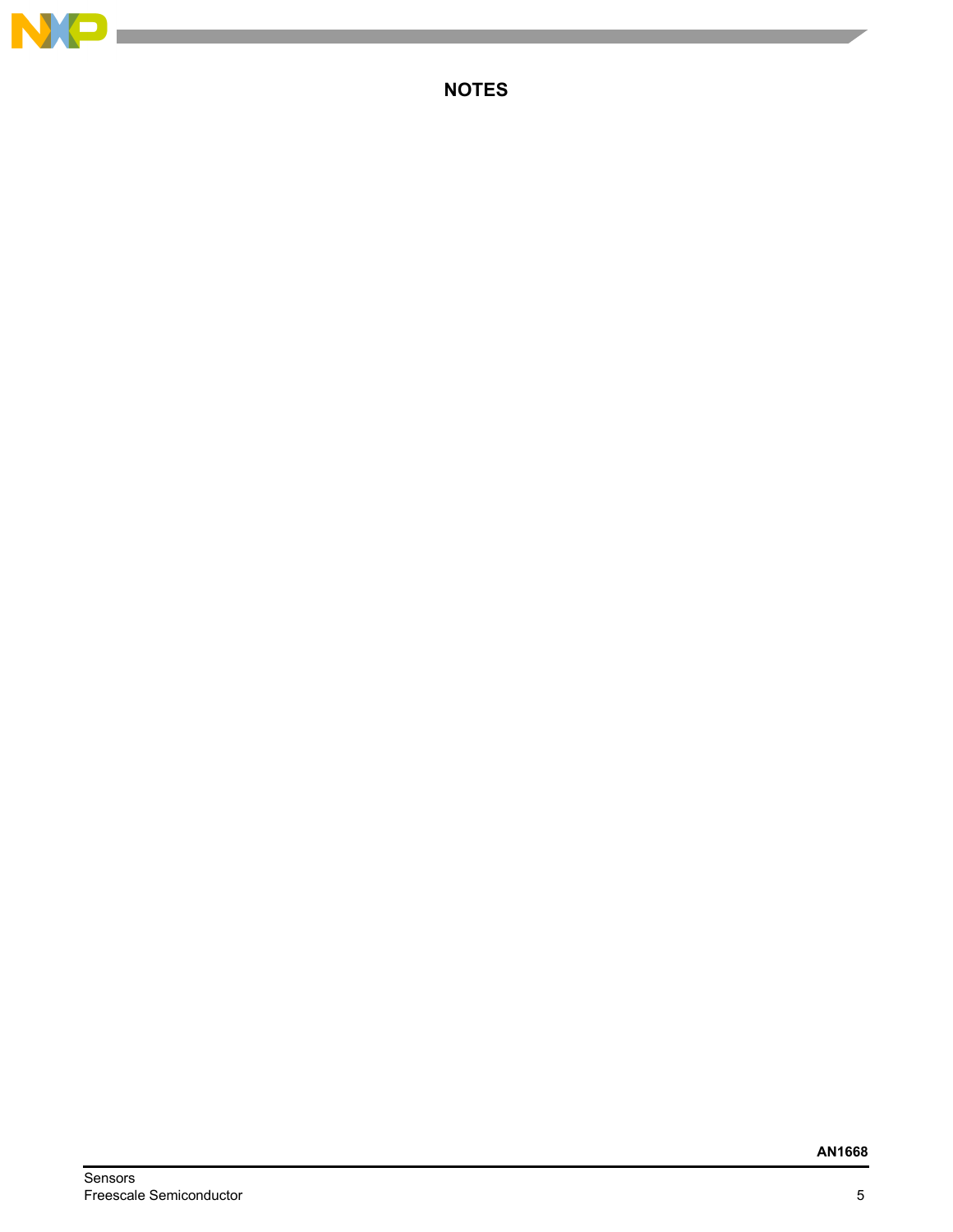## NOTES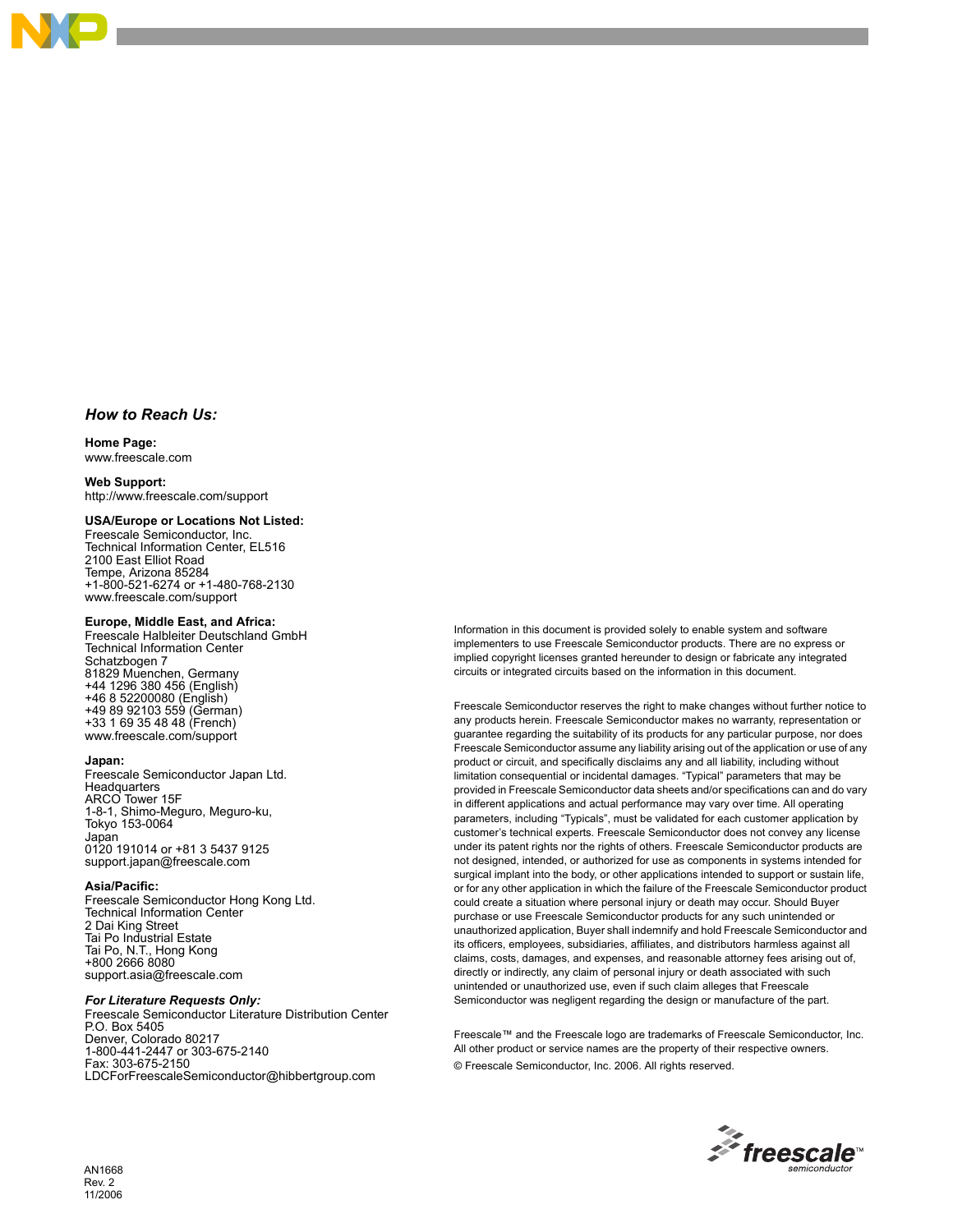*How to Reach Us:*

**Home Page:**
www.freescale.com

**Web Support:**
http://www.freescale.com/support

**USA/Europe or Locations Not Listed:**
Freescale Semiconductor, Inc.
Technical Information Center, EL516
2100 East Elliot Road
Tempe, Arizona 85284
+1-800-521-6274 or +1-480-768-2130
www.freescale.com/support

**Europe, Middle East, and Africa:**
Freescale Halbleiter Deutschland GmbH
Technical Information Center
Schatzbogen 7
81829 Muenchen, Germany
+44 1296 380 456 (English)
+46 8 52200080 (English)
+49 89 92103 559 (German)
+33 1 69 35 48 48 (French)
www.freescale.com/support

**Japan:**
Freescale Semiconductor Japan Ltd.
Headquarters
ARCO Tower 15F
1-8-1, Shimo-Meguro, Meguro-ku,
Tokyo 153-0064
Japan
0120 191014 or +81 3 5437 9125
support.japan@freescale.com

**Asia/Pacific:**
Freescale Semiconductor Hong Kong Ltd.
Technical Information Center
2 Dai King Street
Tai Po Industrial Estate
Tai Po, N.T., Hong Kong
+800 2666 8080
support.asia@freescale.com

***For Literature Requests Only:***
Freescale Semiconductor Literature Distribution Center
P.O. Box 5405
Denver, Colorado 80217
1-800-441-2447 or 303-675-2140
Fax: 303-675-2150
LDCForFreescaleSemiconductor@hibbertgroup.com

Information in this document is provided solely to enable system and software implementers to use Freescale Semiconductor products. There are no express or implied copyright licenses granted hereunder to design or fabricate any integrated circuits or integrated circuits based on the information in this document.

Freescale Semiconductor reserves the right to make changes without further notice to any products herein. Freescale Semiconductor makes no warranty, representation or guarantee regarding the suitability of its products for any particular purpose, nor does Freescale Semiconductor assume any liability arising out of the application or use of any product or circuit, and specifically disclaims any and all liability, including without limitation consequential or incidental damages. “Typical” parameters that may be provided in Freescale Semiconductor data sheets and/or specifications can and do vary in different applications and actual performance may vary over time. All operating parameters, including “Typicals”, must be validated for each customer application by customer’s technical experts. Freescale Semiconductor does not convey any license under its patent rights nor the rights of others. Freescale Semiconductor products are not designed, intended, or authorized for use as components in systems intended for surgical implant into the body, or other applications intended to support or sustain life, or for any other application in which the failure of the Freescale Semiconductor product could create a situation where personal injury or death may occur. Should Buyer purchase or use Freescale Semiconductor products for any such unintended or unauthorized application, Buyer shall indemnify and hold Freescale Semiconductor and its officers, employees, subsidiaries, affiliates, and distributors harmless against all claims, costs, damages, and expenses, and reasonable attorney fees arising out of, directly or indirectly, any claim of personal injury or death associated with such unintended or unauthorized use, even if such claim alleges that Freescale Semiconductor was negligent regarding the design or manufacture of the part.

Freescale™ and the Freescale logo are trademarks of Freescale Semiconductor, Inc. All other product or service names are the property of their respective owners.
© Freescale Semiconductor, Inc. 2006. All rights reserved.

AN1668
Rev. 2
11/2006